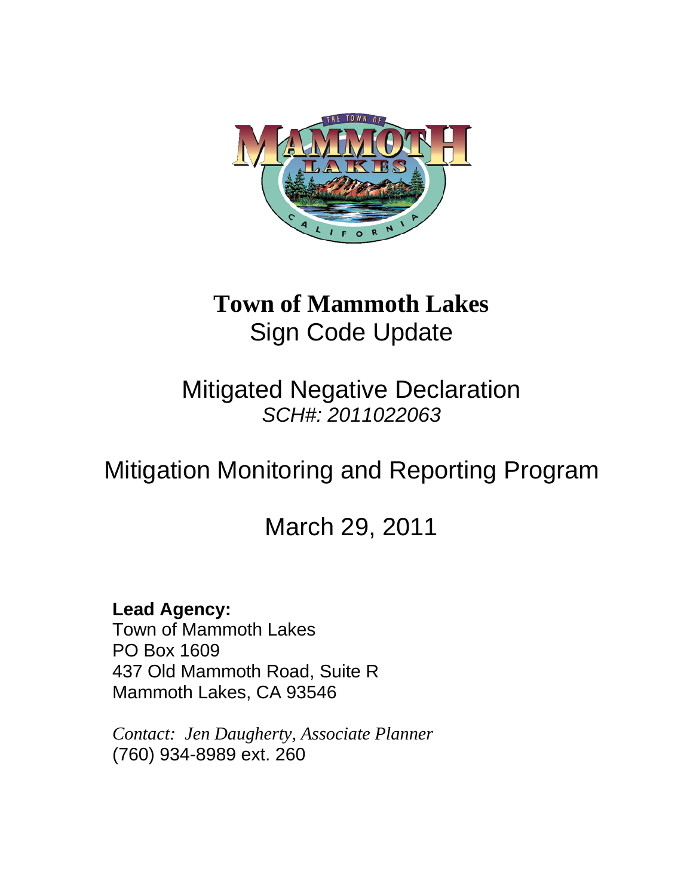# Town of Mammoth Lakes

## Sign Code Update

## Mitigated Negative Declaration

*SCH#: 2011022063*

## Mitigation Monitoring and Reporting Program

## March 29, 2011

**Lead Agency:**
Town of Mammoth Lakes
PO Box 1609
437 Old Mammoth Road, Suite R
Mammoth Lakes, CA 93546

*Contact: Jen Daugherty, Associate Planner*
(760) 934-8989 ext. 260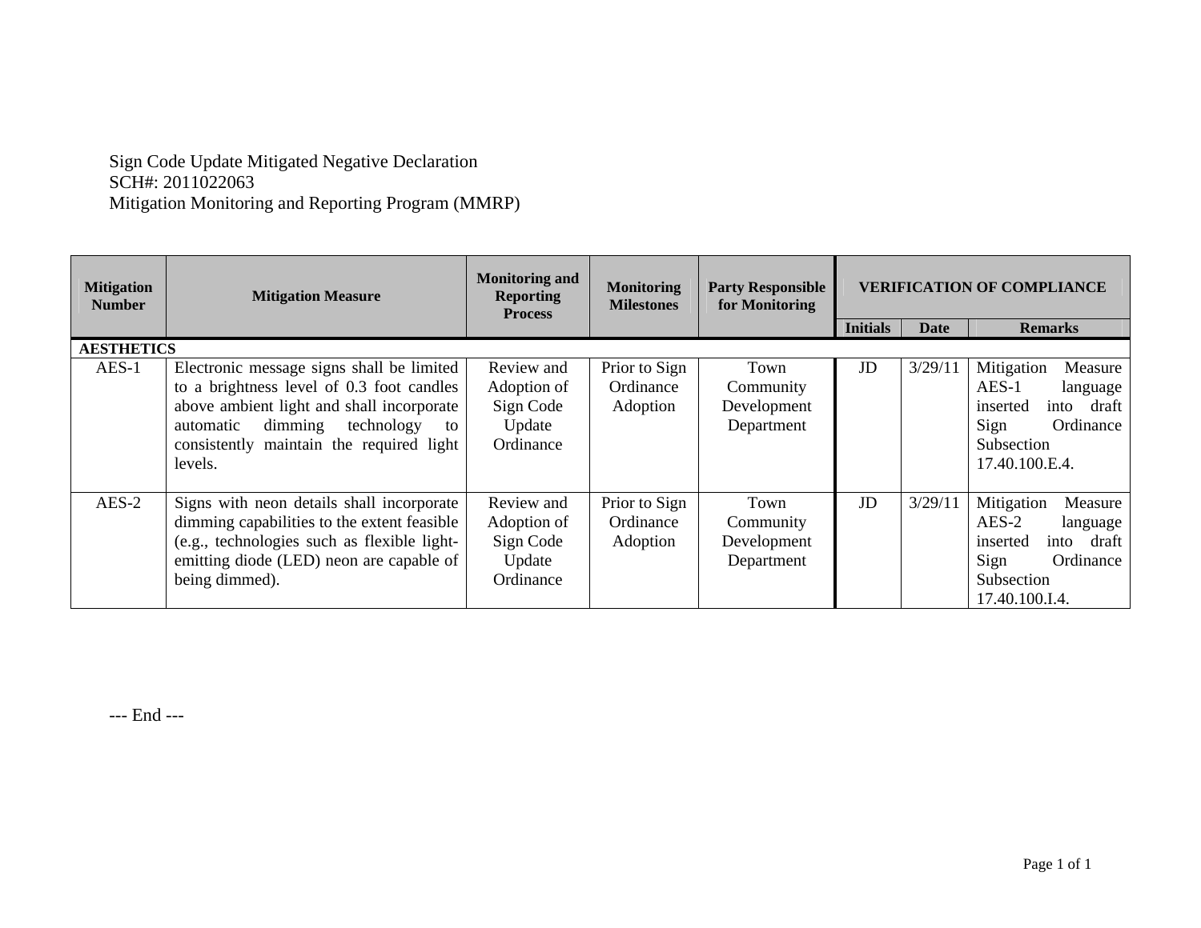Sign Code Update Mitigated Negative Declaration
SCH#: 2011022063
Mitigation Monitoring and Reporting Program (MMRP)

| Mitigation Number | Mitigation Measure | Monitoring and Reporting Process | Monitoring Milestones | Party Responsible for Monitoring | VERIFICATION OF COMPLIANCE | | |
|---|---|---|---|---|---|---|---|
| | | | | | Initials | Date | Remarks |
| **AESTHETICS** | | | | | | | |
| AES-1 | Electronic message signs shall be limited to a brightness level of 0.3 foot candles above ambient light and shall incorporate automatic dimming technology to consistently maintain the required light levels. | Review and Adoption of Sign Code Update Ordinance | Prior to Sign Ordinance Adoption | Town Community Development Department | JD | 3/29/11 | Mitigation Measure AES-1 language inserted into draft Sign Ordinance Subsection 17.40.100.E.4. |
| AES-2 | Signs with neon details shall incorporate dimming capabilities to the extent feasible (e.g., technologies such as flexible light-emitting diode (LED) neon are capable of being dimmed). | Review and Adoption of Sign Code Update Ordinance | Prior to Sign Ordinance Adoption | Town Community Development Department | JD | 3/29/11 | Mitigation Measure AES-2 language inserted into draft Sign Ordinance Subsection 17.40.100.I.4. |

--- End ---